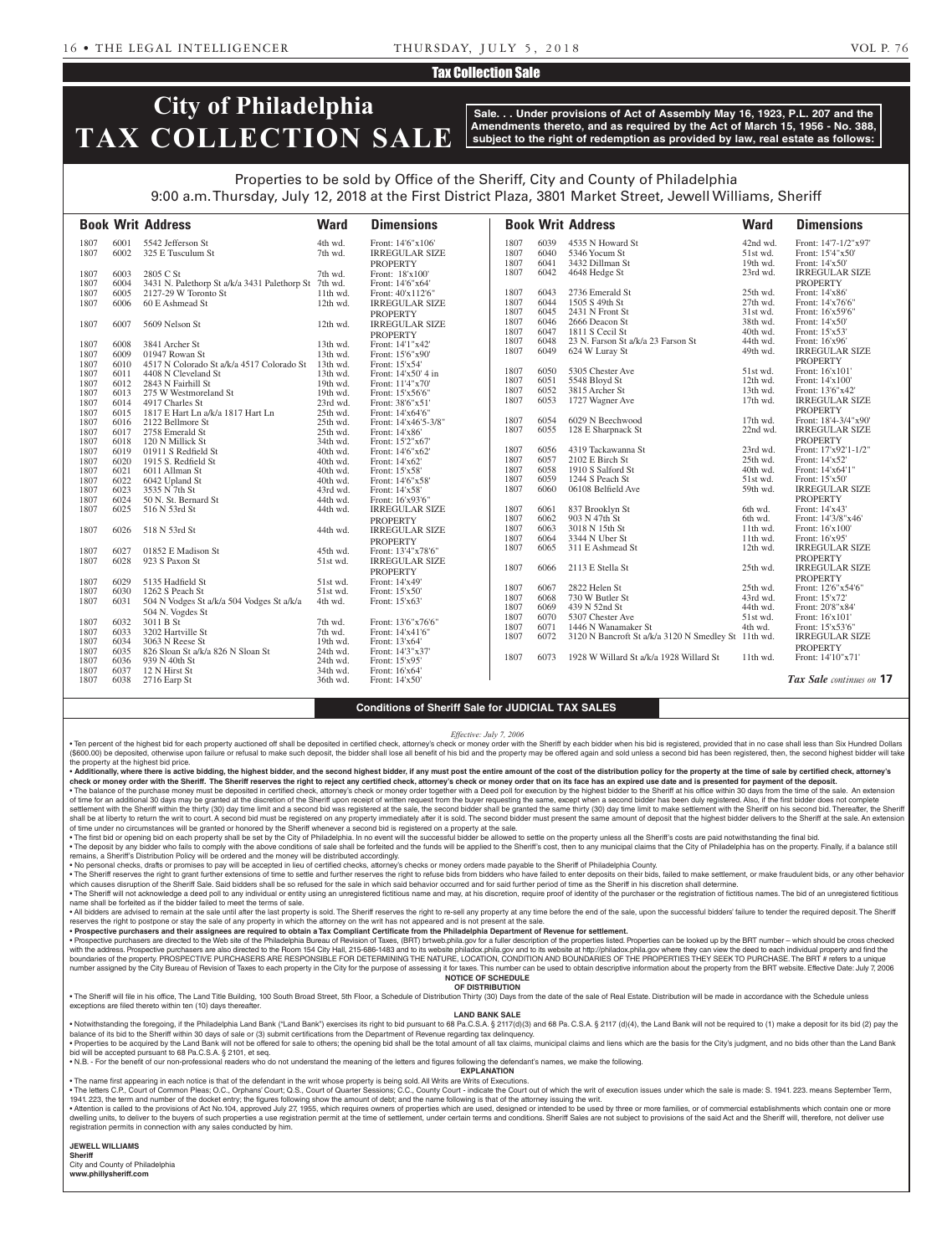Tax Collection Sale

# City of Philadelphia TAX COLLECTION SALE

**Sale. . . Under provisions of Act of Assembly May 16, 1923, P.L. 207 and the Amendments thereto, and as required by the Act of March 15, 1956 - No. 388, subject to the right of redemption as provided by law, real estate as follows:**

Properties to be sold by Office of the Sheriff, City and County of Philadelphia
9:00 a.m. Thursday, July 12, 2018 at the First District Plaza, 3801 Market Street, Jewell Williams, Sheriff

| Book | Writ | Address | Ward | Dimensions |
|---|---|---|---|---|
| 1807 | 6001 | 5542 Jefferson St | 4th wd. | Front: 14'6"x106' |
| 1807 | 6002 | 325 E Tusculum St | 7th wd. | IRREGULAR SIZE PROPERTY |
| 1807 | 6003 | 2805 C St | 7th wd. | Front: 18'x100' |
| 1807 | 6004 | 3431 N. Palethorp St a/k/a 3431 Palethorp St | 7th wd. | Front: 14'6"x64' |
| 1807 | 6005 | 2127-29 W Toronto St | 11th wd. | Front: 40'x112'6" |
| 1807 | 6006 | 60 E Ashmead St | 12th wd. | IRREGULAR SIZE PROPERTY |
| 1807 | 6007 | 5609 Nelson St | 12th wd. | IRREGULAR SIZE PROPERTY |
| 1807 | 6008 | 3841 Archer St | 13th wd. | Front: 14'1"x42' |
| 1807 | 6009 | 01947 Rowan St | 13th wd. | Front: 15'6"x90' |
| 1807 | 6010 | 4517 N Colorado St a/k/a 4517 Colorado St | 13th wd. | Front: 15'x54' |
| 1807 | 6011 | 4408 N Cleveland St | 13th wd. | Front: 14'x50' 4 in |
| 1807 | 6012 | 2843 N Fairhill St | 19th wd. | Front: 11'4"x70' |
| 1807 | 6013 | 275 W Westmoreland St | 19th wd. | Front: 15'x56'6" |
| 1807 | 6014 | 4917 Charles St | 23rd wd. | Front: 38'6"x51' |
| 1807 | 6015 | 1817 E Hart Ln a/k/a 1817 Hart Ln | 25th wd. | Front: 14'x64'6" |
| 1807 | 6016 | 2122 Bellmore St | 25th wd. | Front: 14'x46'5-3/8" |
| 1807 | 6017 | 2758 Emerald St | 25th wd. | Front: 14'x86' |
| 1807 | 6018 | 120 N Millick St | 34th wd. | Front: 15'2"x67' |
| 1807 | 6019 | 01911 S Redfield St | 40th wd. | Front: 14'6"x62' |
| 1807 | 6020 | 1915 S. Redfield St | 40th wd. | Front: 14'x62' |
| 1807 | 6021 | 6011 Allman St | 40th wd. | Front: 15'x58' |
| 1807 | 6022 | 6042 Upland St | 40th wd. | Front: 14'6"x58' |
| 1807 | 6023 | 3535 N 7th St | 43rd wd. | Front: 14'x58' |
| 1807 | 6024 | 50 N. St. Bernard St | 44th wd. | Front: 16'x93'6" |
| 1807 | 6025 | 516 N 53rd St | 44th wd. | IRREGULAR SIZE PROPERTY |
| 1807 | 6026 | 518 N 53rd St | 44th wd. | IRREGULAR SIZE PROPERTY |
| 1807 | 6027 | 01852 E Madison St | 45th wd. | Front: 13'4"x78'6" |
| 1807 | 6028 | 923 S Paxon St | 51st wd. | IRREGULAR SIZE PROPERTY |
| 1807 | 6029 | 5135 Hadfield St | 51st wd. | Front: 14'x49' |
| 1807 | 6030 | 1262 S Peach St | 51st wd. | Front: 15'x50' |
| 1807 | 6031 | 504 N Vodges St a/k/a 504 Vodges St a/k/a 504 N. Vogdes St | 4th wd. | Front: 15'x63' |
| 1807 | 6032 | 3011 B St | 7th wd. | Front: 13'6"x76'6" |
| 1807 | 6033 | 3202 Hartville St | 7th wd. | Front: 14'x41'6" |
| 1807 | 6034 | 3063 N Reese St | 19th wd. | Front: 13'x64' |
| 1807 | 6035 | 826 Sloan St a/k/a 826 N Sloan St | 24th wd. | Front: 14'3"x37' |
| 1807 | 6036 | 939 N 40th St | 24th wd. | Front: 15'x95' |
| 1807 | 6037 | 12 N Hirst St | 34th wd. | Front: 16'x64' |
| 1807 | 6038 | 2716 Earp St | 36th wd. | Front: 14'x50' |
| 1807 | 6039 | 4535 N Howard St | 42nd wd. | Front: 14'7-1/2"x97' |
| 1807 | 6040 | 5346 Yocum St | 51st wd. | Front: 15'4"x50' |
| 1807 | 6041 | 3432 Dillman St | 19th wd. | Front: 14'x50' |
| 1807 | 6042 | 4648 Hedge St | 23rd wd. | IRREGULAR SIZE PROPERTY |
| 1807 | 6043 | 2736 Emerald St | 25th wd. | Front: 14'x86' |
| 1807 | 6044 | 1505 S 49th St | 27th wd. | Front: 14'x76'6" |
| 1807 | 6045 | 2431 N Front St | 31st wd. | Front: 16'x59'6" |
| 1807 | 6046 | 2666 Deacon St | 38th wd. | Front: 14'x50' |
| 1807 | 6047 | 1811 S Cecil St | 40th wd. | Front: 15'x53' |
| 1807 | 6048 | 23 N. Farson St a/k/a 23 Farson St | 44th wd. | Front: 16'x96' |
| 1807 | 6049 | 624 W Luray St | 49th wd. | IRREGULAR SIZE PROPERTY |
| 1807 | 6050 | 5305 Chester Ave | 51st wd. | Front: 16'x101' |
| 1807 | 6051 | 5548 Bloyd St | 12th wd. | Front: 14'x100' |
| 1807 | 6052 | 3815 Archer St | 13th wd. | Front: 13'6"x42' |
| 1807 | 6053 | 1727 Wagner Ave | 17th wd. | IRREGULAR SIZE PROPERTY |
| 1807 | 6054 | 6029 N Beechwood | 17th wd. | Front: 18'4-3/4"x90' |
| 1807 | 6055 | 128 E Sharpnack St | 22nd wd. | IRREGULAR SIZE PROPERTY |
| 1807 | 6056 | 4319 Tackawanna St | 23rd wd. | Front: 17'x92'1-1/2" |
| 1807 | 6057 | 2102 E Birch St | 25th wd. | Front: 14'x52' |
| 1807 | 6058 | 1910 S Salford St | 40th wd. | Front: 14'x64'1" |
| 1807 | 6059 | 1244 S Peach St | 51st wd. | Front: 15'x50' |
| 1807 | 6060 | 06108 Belfield Ave | 59th wd. | IRREGULAR SIZE PROPERTY |
| 1807 | 6061 | 837 Brooklyn St | 6th wd. | Front: 14'x43' |
| 1807 | 6062 | 903 N 47th St | 6th wd. | Front: 14'3/8"x46' |
| 1807 | 6063 | 3018 N 15th St | 11th wd. | Front: 16'x100' |
| 1807 | 6064 | 3344 N Uber St | 11th wd. | Front: 16'x95' |
| 1807 | 6065 | 311 E Ashmead St | 12th wd. | IRREGULAR SIZE PROPERTY |
| 1807 | 6066 | 2113 E Stella St | 25th wd. | IRREGULAR SIZE PROPERTY |
| 1807 | 6067 | 2822 Helen St | 25th wd. | Front: 12'6"x54'6" |
| 1807 | 6068 | 730 W Butler St | 43rd wd. | Front: 15'x72' |
| 1807 | 6069 | 439 N 52nd St | 44th wd. | Front: 20'8"x84' |
| 1807 | 6070 | 5307 Chester Ave | 51st wd. | Front: 16'x101' |
| 1807 | 6071 | 1446 N Wanamaker St | 4th wd. | Front: 15'x53'6" |
| 1807 | 6072 | 3120 N Bancroft St a/k/a 3120 N Smedley St | 11th wd. | IRREGULAR SIZE PROPERTY |
| 1807 | 6073 | 1928 W Willard St a/k/a 1928 Willard St | 11th wd. | Front: 14'10"x71' |

*Tax Sale continues on* **17**

## Conditions of Sheriff Sale for JUDICIAL TAX SALES

*Effective: July 7, 2006*

• Ten percent of the highest bid for each property auctioned off shall be deposited in certified check, attorney's check or money order with the Sheriff by each bidder when his bid is registered, provided that in no case shall less than Six Hundred Dollars ($600.00) be deposited, otherwise upon failure or refusal to make such deposit, the bidder shall lose all benefit of his bid and the property may be offered again and sold unless a second bid has been registered, then, the second highest bidder will take the property at the highest bid price.

• **Additionally, where there is active bidding, the highest bidder, and the second highest bidder, if any must post the entire amount of the cost of the distribution policy for the property at the time of sale by certified check, attorney's check or money order with the Sheriff. The Sheriff reserves the right to reject any certified check, attorney's check or money order that on its face has an expired use date and is presented for payment of the deposit.**

• The balance of the purchase money must be deposited in certified check, attorney's check or money order together with a Deed poll for execution by the highest bidder to the Sheriff at his office within 30 days from the time of the sale. An extension of time for an additional 30 days may be granted at the discretion of the Sheriff upon receipt of written request from the buyer requesting the same, except when a second bidder has been duly registered. Also, if the first bidder does not complete settlement with the Sheriff within the thirty (30) day time limit and a second bid was registered at the sale, the second bidder shall be granted the same thirty (30) day time limit to make settlement with the Sheriff on his second bid. Thereafter, the Sheriff shall be at liberty to return the writ to court. A second bid must be registered on any property immediately after it is sold. The second bidder must present the same amount of deposit that the highest bidder delivers to the Sheriff at the sale. An extension of time under no circumstances will be granted or honored by the Sheriff whenever a second bid is registered on a property at the sale.

• The first bid or opening bid on each property shall be set by the City of Philadelphia. In no event will the successful bidder be allowed to settle on the property unless all the Sheriff's costs are paid notwithstanding the final bid.

• The deposit by any bidder who fails to comply with the above conditions of sale shall be forfeited and the funds will be applied to the Sheriff's cost, then to any municipal claims that the City of Philadelphia has on the property. Finally, if a balance still remains, a Sheriff's Distribution Policy will be ordered and the money will be distributed accordingly.

• No personal checks, drafts or promises to pay will be accepted in lieu of certified checks, attorney's checks or money orders made payable to the Sheriff of Philadelphia County.

• The Sheriff reserves the right to grant further extensions of time to settle and further reserves the right to refuse bids from bidders who have failed to enter deposits on their bids, failed to make settlement, or make fraudulent bids, or any other behavior which causes disruption of the Sheriff Sale. Said bidders shall be so refused for the sale in which said behavior occurred and for said further period of time as the Sheriff in his discretion shall determine.

• The Sheriff will not acknowledge a deed poll to any individual or entity using an unregistered fictitious name and may, at his discretion, require proof of identity of the purchaser or the registration of fictitious names. The bid of an unregistered fictitious name shall be forfeited as if the bidder failed to meet the terms of sale.

• All bidders are advised to remain at the sale until after the last property is sold. The Sheriff reserves the right to re-sell any property at any time before the end of the sale, upon the successful bidders' failure to tender the required deposit. The Sheriff reserves the right to postpone or stay the sale of any property in which the attorney on the writ has not appeared and is not present at the sale.

• **Prospective purchasers and their assignees are required to obtain a Tax Compliant Certificate from the Philadelphia Department of Revenue for settlement.**

• Prospective purchasers are directed to the Web site of the Philadelphia Bureau of Revision of Taxes, (BRT) brtweb.phila.gov for a fuller description of the properties listed. Properties can be looked up by the BRT number – which should be cross checked with the address. Prospective purchasers are also directed to the Room 154 City Hall, 215-686-1483 and to its website philadox.phila.gov and to its website at http://philadox.phila.gov where they can view the deed to each individual property and find the boundaries of the property. PROSPECTIVE PURCHASERS ARE RESPONSIBLE FOR DETERMINING THE NATURE, LOCATION, CONDITION AND BOUNDARIES OF THE PROPERTIES THEY SEEK TO PURCHASE. The BRT # refers to a unique number assigned by the City Bureau of Revision of Taxes to each property in the City for the purpose of assessing it for taxes. This number can be used to obtain descriptive information about the property from the BRT website. Effective Date: July 7, 2006

**NOTICE OF SCHEDULE OF DISTRIBUTION**

• The Sheriff will file in his office, The Land Title Building, 100 South Broad Street, 5th Floor, a Schedule of Distribution Thirty (30) Days from the date of the sale of Real Estate. Distribution will be made in accordance with the Schedule unless exceptions are filed thereto within ten (10) days thereafter.

**LAND BANK SALE**

• Notwithstanding the foregoing, if the Philadelphia Land Bank ("Land Bank") exercises its right to bid pursuant to 68 Pa.C.S.A. § 2117(d)(3) and 68 Pa. C.S.A. § 2117 (d)(4), the Land Bank will not be required to (1) make a deposit for its bid (2) pay the balance of its bid to the Sheriff within 30 days of sale or (3) submit certifications from the Department of Revenue regarding tax delinquency.

• Properties to be acquired by the Land Bank will not be offered for sale to others; the opening bid shall be the total amount of all tax claims, municipal claims and liens which are the basis for the City's judgment, and no bids other than the Land Bank bid will be accepted pursuant to 68 Pa.C.S.A. § 2101, et seq.

• N.B. - For the benefit of our non-professional readers who do not understand the meaning of the letters and figures following the defendant's names, we make the following.

**EXPLANATION**

• The name first appearing in each notice is that of the defendant in the writ whose property is being sold. All Writs are Writs of Executions.

• The letters C.P., Court of Common Pleas; O.C., Orphans' Court; Q.S., Court of Quarter Sessions; C.C., County Court - indicate the Court out of which the writ of execution issues under which the sale is made: S. 1941. 223. means September Term, 1941. 223, the term and number of the docket entry; the figures following show the amount of debt; and the name following is that of the attorney issuing the writ.

• Attention is called to the provisions of Act No.104, approved July 27, 1955, which requires owners of properties which are used, designed or intended to be used by three or more families, or of commercial establishments which contain one or more dwelling units, to deliver to the buyers of such properties a use registration permit at the time of settlement, under certain terms and conditions. Sheriff Sales are not subject to provisions of the said Act and the Sheriff will, therefore, not deliver use registration permits in connection with any sales conducted by him.

**JEWELL WILLIAMS**
**Sheriff**
City and County of Philadelphia
**www.phillysheriff.com**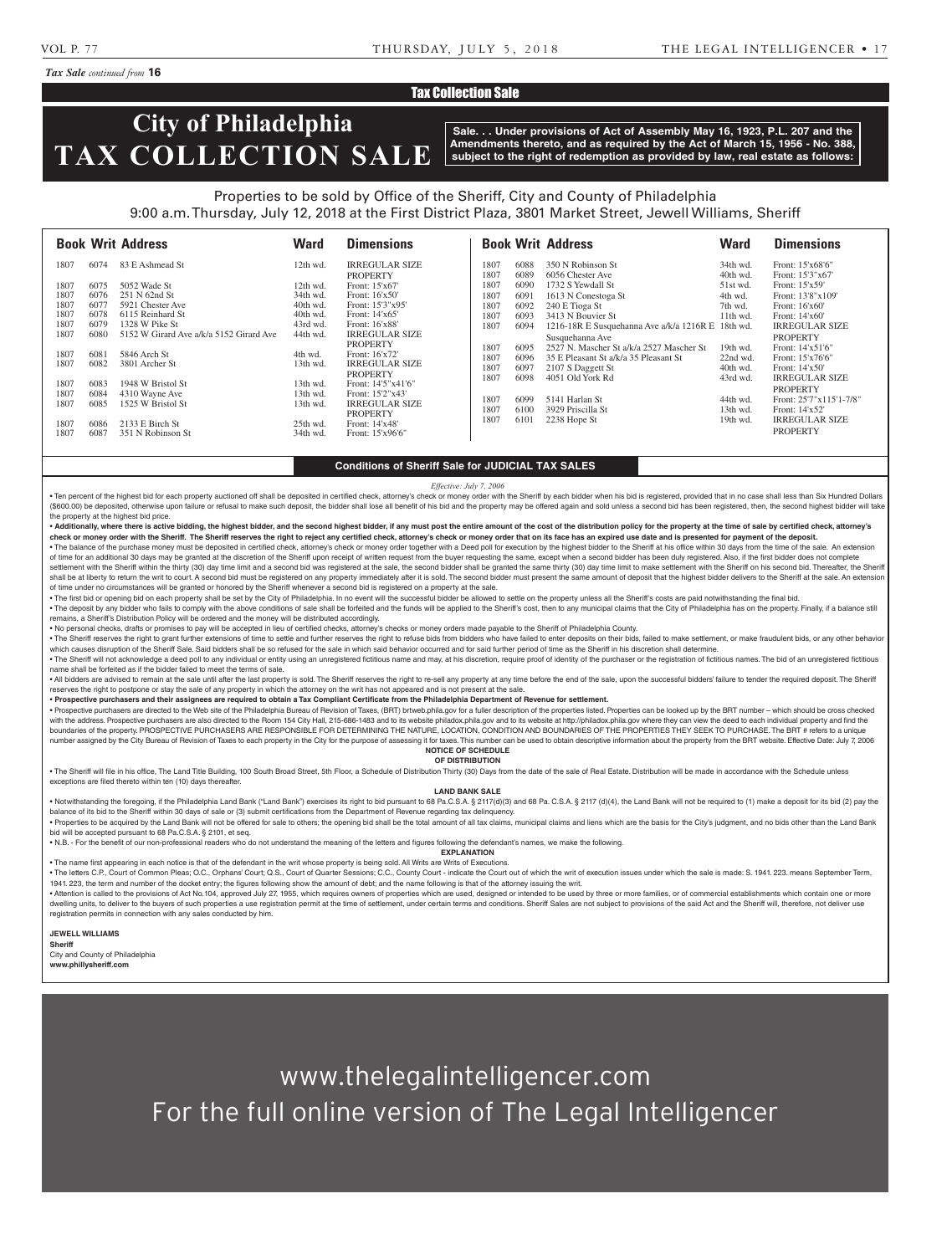*Tax Sale continued from* **16**

## Tax Collection Sale

# City of Philadelphia TAX COLLECTION SALE

**Sale. . . Under provisions of Act of Assembly May 16, 1923, P.L. 207 and the Amendments thereto, and as required by the Act of March 15, 1956 - No. 388, subject to the right of redemption as provided by law, real estate as follows:**

Properties to be sold by Office of the Sheriff, City and County of Philadelphia
9:00 a.m. Thursday, July 12, 2018 at the First District Plaza, 3801 Market Street, Jewell Williams, Sheriff

| Book | Writ | Address | Ward | Dimensions |
|---|---|---|---|---|
| 1807 | 6074 | 83 E Ashmead St | 12th wd. | IRREGULAR SIZE PROPERTY |
| 1807 | 6075 | 5052 Wade St | 12th wd. | Front: 15'x67' |
| 1807 | 6076 | 251 N 62nd St | 34th wd. | Front: 16'x50' |
| 1807 | 6077 | 5921 Chester Ave | 40th wd. | Front: 15'3"x95' |
| 1807 | 6078 | 6115 Reinhard St | 40th wd. | Front: 14'x65' |
| 1807 | 6079 | 1328 W Pike St | 43rd wd. | Front: 16'x88' |
| 1807 | 6080 | 5152 W Girard Ave a/k/a 5152 Girard Ave | 44th wd. | IRREGULAR SIZE PROPERTY |
| 1807 | 6081 | 5846 Arch St | 4th wd. | Front: 16'x72' |
| 1807 | 6082 | 3801 Archer St | 13th wd. | IRREGULAR SIZE PROPERTY |
| 1807 | 6083 | 1948 W Bristol St | 13th wd. | Front: 14'5"x41'6" |
| 1807 | 6084 | 4310 Wayne Ave | 13th wd. | Front: 15'2"x43' |
| 1807 | 6085 | 1525 W Bristol St | 13th wd. | IRREGULAR SIZE PROPERTY |
| 1807 | 6086 | 2133 E Birch St | 25th wd. | Front: 14'x48' |
| 1807 | 6087 | 351 N Robinson St | 34th wd. | Front: 15'x96'6" |
| 1807 | 6088 | 350 N Robinson St | 34th wd. | Front: 15'x68'6" |
| 1807 | 6089 | 6056 Chester Ave | 40th wd. | Front: 15'3"x67' |
| 1807 | 6090 | 1732 S Yewdall St | 51st wd. | Front: 15'x59' |
| 1807 | 6091 | 1613 N Conestoga St | 4th wd. | Front: 13'8"x109' |
| 1807 | 6092 | 240 E Tioga St | 7th wd. | Front: 16'x60' |
| 1807 | 6093 | 3413 N Bouvier St | 11th wd. | Front: 14'x60' |
| 1807 | 6094 | 1216-18R E Susquehanna Ave a/k/a 1216R E Susquehanna Ave | 18th wd. | IRREGULAR SIZE PROPERTY |
| 1807 | 6095 | 2527 N. Mascher St a/k/a 2527 Mascher St | 19th wd. | Front: 14'x51'6" |
| 1807 | 6096 | 35 E Pleasant St a/k/a 35 Pleasant St | 22nd wd. | Front: 15'x76'6" |
| 1807 | 6097 | 2107 S Daggett St | 40th wd. | Front: 14'x50' |
| 1807 | 6098 | 4051 Old York Rd | 43rd wd. | IRREGULAR SIZE PROPERTY |
| 1807 | 6099 | 5141 Harlan St | 44th wd. | Front: 25'7"x115'1-7/8" |
| 1807 | 6100 | 3929 Priscilla St | 13th wd. | Front: 14'x52' |
| 1807 | 6101 | 2238 Hope St | 19th wd. | IRREGULAR SIZE PROPERTY |

### Conditions of Sheriff Sale for JUDICIAL TAX SALES

*Effective: July 7, 2006*

• Ten percent of the highest bid for each property auctioned off shall be deposited in certified check, attorney's check or money order with the Sheriff by each bidder when his bid is registered, provided that in no case shall less than Six Hundred Dollars ($600.00) be deposited, otherwise upon failure or refusal to make such deposit, the bidder shall lose all benefit of his bid and the property may be offered again and sold unless a second bid has been registered, then, the second highest bidder will take the property at the highest bid price.

• **Additionally, where there is active bidding, the highest bidder, and the second highest bidder, if any must post the entire amount of the cost of the distribution policy for the property at the time of sale by certified check, attorney's check or money order with the Sheriff. The Sheriff reserves the right to reject any certified check, attorney's check or money order that on its face has an expired use date and is presented for payment of the deposit.**

• The balance of the purchase money must be deposited in certified check, attorney's check or money order together with a Deed poll for execution by the highest bidder to the Sheriff at his office within 30 days from the time of the sale. An extension of time for an additional 30 days may be granted at the discretion of the Sheriff upon receipt of written request from the buyer requesting the same, except when a second bidder has been duly registered. Also, if the first bidder does not complete settlement with the Sheriff within the thirty (30) day time limit and a second bid was registered at the sale, the second bidder shall be granted the same thirty (30) day time limit to make settlement with the Sheriff on his second bid. Thereafter, the Sheriff shall be at liberty to return the writ to court. A second bid must be registered on any property immediately after it is sold. The second bidder must present the same amount of deposit that the highest bidder delivers to the Sheriff at the sale. An extension of time under no circumstances will be granted or honored by the Sheriff whenever a second bid is registered on a property at the sale.

• The first bid or opening bid on each property shall be set by the City of Philadelphia. In no event will the successful bidder be allowed to settle on the property unless all the Sheriff's costs are paid notwithstanding the final bid.

• The deposit by any bidder who fails to comply with the above conditions of sale shall be forfeited and the funds will be applied to the Sheriff's cost, then to any municipal claims that the City of Philadelphia has on the property. Finally, if a balance still remains, a Sheriff's Distribution Policy will be ordered and the money will be distributed accordingly.

• No personal checks, drafts or promises to pay will be accepted in lieu of certified checks, attorney's checks or money orders made payable to the Sheriff of Philadelphia County.

• The Sheriff reserves the right to grant further extensions of time to settle and further reserves the right to refuse bids from bidders who have failed to enter deposits on their bids, failed to make settlement, or make fraudulent bids, or any other behavior which causes disruption of the Sheriff Sale. Said bidders shall be so refused for the sale in which said behavior occurred and for said further period of time as the Sheriff in his discretion shall determine.

• The Sheriff will not acknowledge a deed poll to any individual or entity using an unregistered fictitious name and may, at his discretion, require proof of identity of the purchaser or the registration of fictitious names. The bid of an unregistered fictitious name shall be forfeited as if the bidder failed to meet the terms of sale.

• All bidders are advised to remain at the sale until after the last property is sold. The Sheriff reserves the right to re-sell any property at any time before the end of the sale, upon the successful bidders' failure to tender the required deposit. The Sheriff reserves the right to postpone or stay the sale of any property in which the attorney on the writ has not appeared and is not present at the sale.

• **Prospective purchasers and their assignees are required to obtain a Tax Compliant Certificate from the Philadelphia Department of Revenue for settlement.**

• Prospective purchasers are directed to the Web site of the Philadelphia Bureau of Revision of Taxes, (BRT) brtweb.phila.gov for a fuller description of the properties listed. Properties can be looked up by the BRT number – which should be cross checked with the address. Prospective purchasers are also directed to the Room 154 City Hall, 215-686-1483 and to its website philadox.phila.gov and to its website at http://philadox.phila.gov where they can view the deed to each individual property and find the boundaries of the property. PROSPECTIVE PURCHASERS ARE RESPONSIBLE FOR DETERMINING THE NATURE, LOCATION, CONDITION AND BOUNDARIES OF THE PROPERTIES THEY SEEK TO PURCHASE. The BRT # refers to a unique number assigned by the City Bureau of Revision of Taxes to each property in the City for the purpose of assessing it for taxes. This number can be used to obtain descriptive information about the property from the BRT website. Effective Date: July 7, 2006

**NOTICE OF SCHEDULE OF DISTRIBUTION**

• The Sheriff will file in his office, The Land Title Building, 100 South Broad Street, 5th Floor, a Schedule of Distribution Thirty (30) Days from the date of the sale of Real Estate. Distribution will be made in accordance with the Schedule unless exceptions are filed thereto within ten (10) days thereafter.

**LAND BANK SALE**

• Notwithstanding the foregoing, if the Philadelphia Land Bank ("Land Bank") exercises its right to bid pursuant to 68 Pa.C.S.A. § 2117(d)(3) and 68 Pa. C.S.A. § 2117 (d)(4), the Land Bank will not be required to (1) make a deposit for its bid (2) pay the balance of its bid to the Sheriff within 30 days of sale or (3) submit certifications from the Department of Revenue regarding tax delinquency.

• Properties to be acquired by the Land Bank will not be offered for sale to others; the opening bid shall be the total amount of all tax claims, municipal claims and liens which are the basis for the City's judgment, and no bids other than the Land Bank bid will be accepted pursuant to 68 Pa.C.S.A. § 2101, et seq.

• N.B. - For the benefit of our non-professional readers who do not understand the meaning of the letters and figures following the defendant's names, we make the following.

**EXPLANATION**

• The name first appearing in each notice is that of the defendant in the writ whose property is being sold. All Writs are Writs of Executions.

• The letters C.P., Court of Common Pleas; O.C., Orphans' Court; Q.S., Court of Quarter Sessions; C.C., County Court - indicate the Court out of which the writ of execution issues under which the sale is made: S. 1941. 223. means September Term, 1941. 223, the term and number of the docket entry; the figures following show the amount of debt; and the name following is that of the attorney issuing the writ.

• Attention is called to the provisions of Act No.104, approved July 27, 1955, which requires owners of properties which are used, designed or intended to be used by three or more families, or of commercial establishments which contain one or more dwelling units, to deliver to the buyers of such properties a use registration permit at the time of settlement, under certain terms and conditions. Sheriff Sales are not subject to provisions of the said Act and the Sheriff will, therefore, not deliver use registration permits in connection with any sales conducted by him.

**JEWELL WILLIAMS**
**Sheriff**
City and County of Philadelphia
**www.phillysheriff.com**

www.thelegalintelligencer.com
For the full online version of The Legal Intelligencer